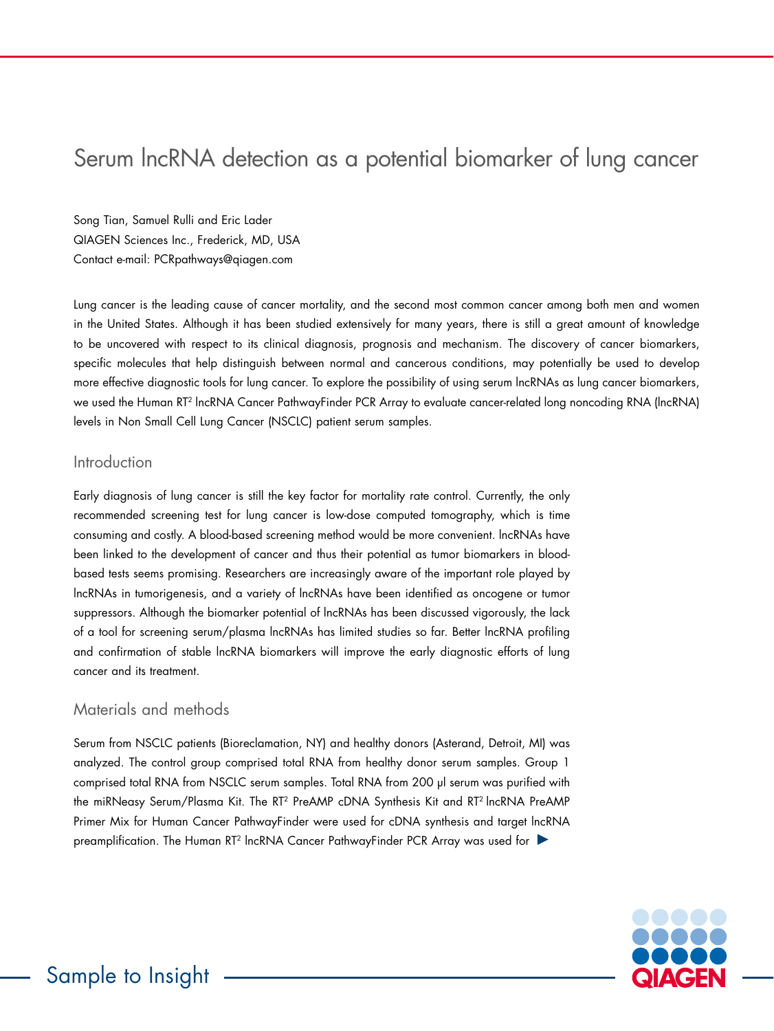# Serum lncRNA detection as a potential biomarker of lung cancer

Song Tian, Samuel Rulli and Eric Lader
QIAGEN Sciences Inc., Frederick, MD, USA
Contact e-mail: PCRpathways@qiagen.com

Lung cancer is the leading cause of cancer mortality, and the second most common cancer among both men and women in the United States. Although it has been studied extensively for many years, there is still a great amount of knowledge to be uncovered with respect to its clinical diagnosis, prognosis and mechanism. The discovery of cancer biomarkers, specific molecules that help distinguish between normal and cancerous conditions, may potentially be used to develop more effective diagnostic tools for lung cancer. To explore the possibility of using serum lncRNAs as lung cancer biomarkers, we used the Human RT² lncRNA Cancer PathwayFinder PCR Array to evaluate cancer-related long noncoding RNA (lncRNA) levels in Non Small Cell Lung Cancer (NSCLC) patient serum samples.

## Introduction

Early diagnosis of lung cancer is still the key factor for mortality rate control. Currently, the only recommended screening test for lung cancer is low-dose computed tomography, which is time consuming and costly. A blood-based screening method would be more convenient. lncRNAs have been linked to the development of cancer and thus their potential as tumor biomarkers in blood-based tests seems promising. Researchers are increasingly aware of the important role played by lncRNAs in tumorigenesis, and a variety of lncRNAs have been identified as oncogene or tumor suppressors. Although the biomarker potential of lncRNAs has been discussed vigorously, the lack of a tool for screening serum/plasma lncRNAs has limited studies so far. Better lncRNA profiling and confirmation of stable lncRNA biomarkers will improve the early diagnostic efforts of lung cancer and its treatment.

## Materials and methods

Serum from NSCLC patients (Bioreclamation, NY) and healthy donors (Asterand, Detroit, MI) was analyzed. The control group comprised total RNA from healthy donor serum samples. Group 1 comprised total RNA from NSCLC serum samples. Total RNA from 200 µl serum was purified with the miRNeasy Serum/Plasma Kit. The RT² PreAMP cDNA Synthesis Kit and RT² lncRNA PreAMP Primer Mix for Human Cancer PathwayFinder were used for cDNA synthesis and target lncRNA preamplification. The Human RT² lncRNA Cancer PathwayFinder PCR Array was used for ▶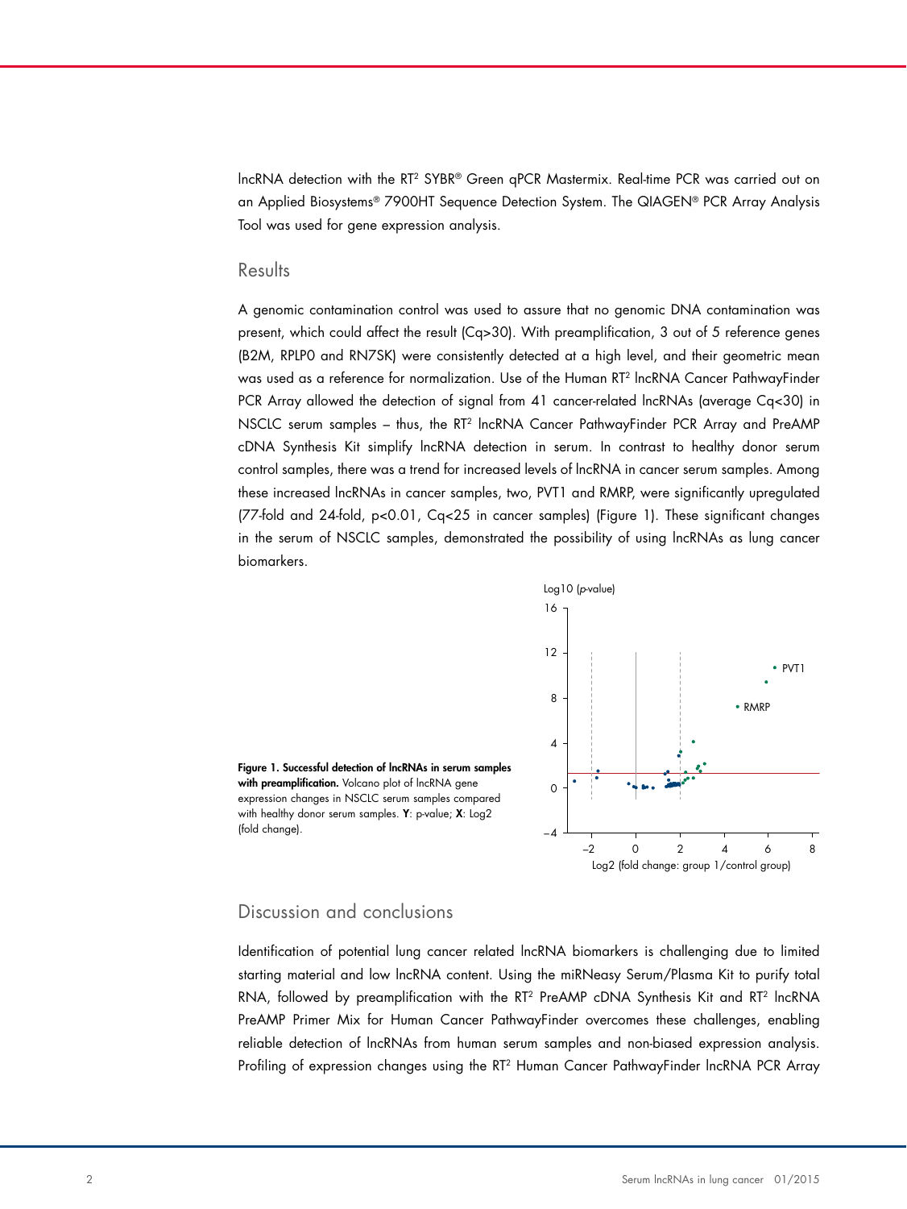lncRNA detection with the RT² SYBR® Green qPCR Mastermix. Real-time PCR was carried out on an Applied Biosystems® 7900HT Sequence Detection System. The QIAGEN® PCR Array Analysis Tool was used for gene expression analysis.

## Results

A genomic contamination control was used to assure that no genomic DNA contamination was present, which could affect the result (Cq>30). With preamplification, 3 out of 5 reference genes (B2M, RPLP0 and RN7SK) were consistently detected at a high level, and their geometric mean was used as a reference for normalization. Use of the Human RT² lncRNA Cancer PathwayFinder PCR Array allowed the detection of signal from 41 cancer-related lncRNAs (average Cq<30) in NSCLC serum samples – thus, the RT² lncRNA Cancer PathwayFinder PCR Array and PreAMP cDNA Synthesis Kit simplify lncRNA detection in serum. In contrast to healthy donor serum control samples, there was a trend for increased levels of lncRNA in cancer serum samples. Among these increased lncRNAs in cancer samples, two, PVT1 and RMRP, were significantly upregulated (77-fold and 24-fold, p<0.01, Cq<25 in cancer samples) (Figure 1). These significant changes in the serum of NSCLC samples, demonstrated the possibility of using lncRNAs as lung cancer biomarkers.

**Figure 1. Successful detection of lncRNAs in serum samples with preamplification.** Volcano plot of lncRNA gene expression changes in NSCLC serum samples compared with healthy donor serum samples. **Y**: p-value; **X**: Log2 (fold change).

## Discussion and conclusions

Identification of potential lung cancer related lncRNA biomarkers is challenging due to limited starting material and low lncRNA content. Using the miRNeasy Serum/Plasma Kit to purify total RNA, followed by preamplification with the RT² PreAMP cDNA Synthesis Kit and RT² lncRNA PreAMP Primer Mix for Human Cancer PathwayFinder overcomes these challenges, enabling reliable detection of lncRNAs from human serum samples and non-biased expression analysis. Profiling of expression changes using the RT² Human Cancer PathwayFinder lncRNA PCR Array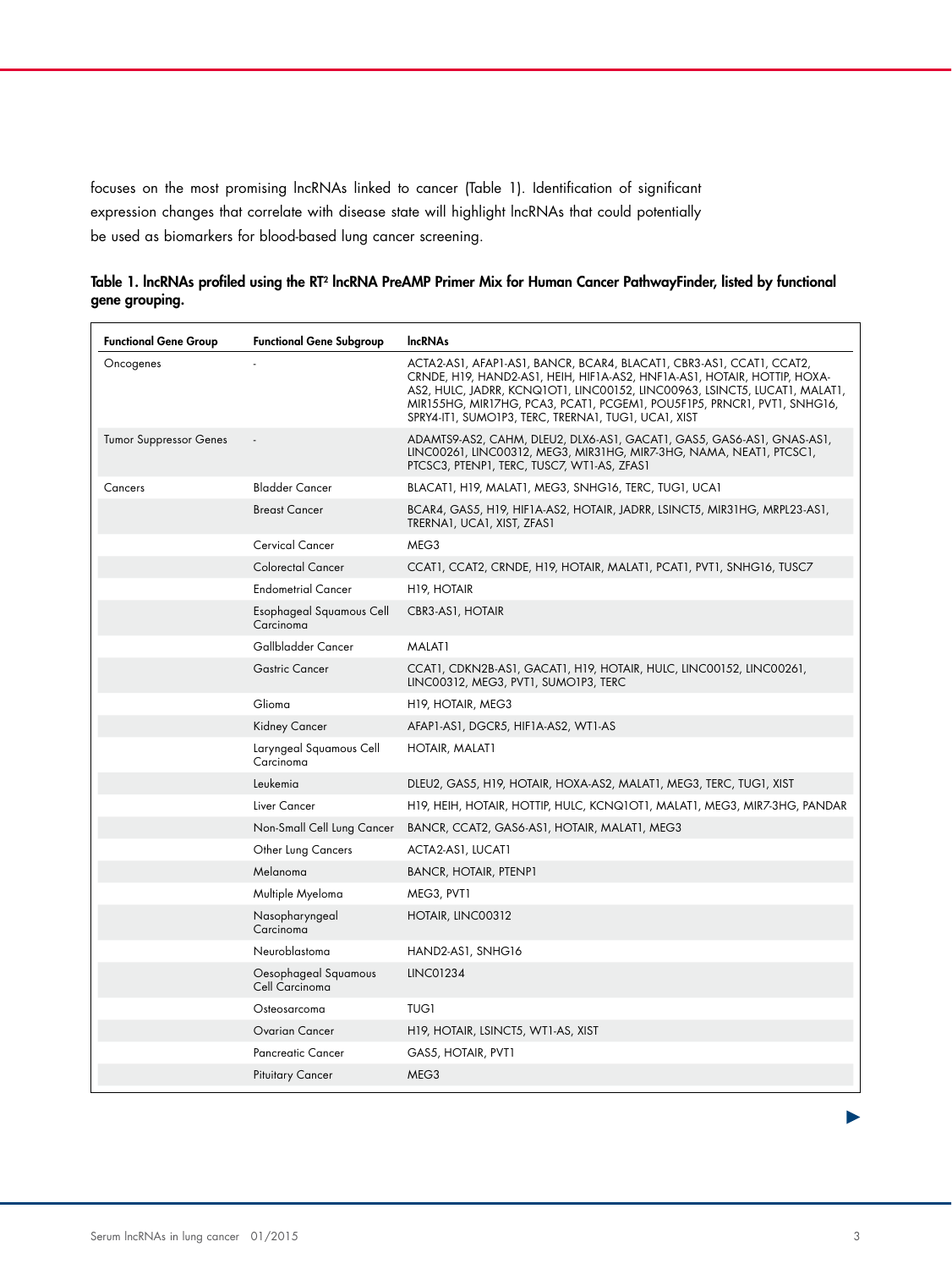focuses on the most promising lncRNAs linked to cancer (Table 1). Identification of significant expression changes that correlate with disease state will highlight lncRNAs that could potentially be used as biomarkers for blood-based lung cancer screening.

**Table 1. lncRNAs profiled using the RT² lncRNA PreAMP Primer Mix for Human Cancer PathwayFinder, listed by functional gene grouping.**

| Functional Gene Group | Functional Gene Subgroup | lncRNAs |
|---|---|---|
| Oncogenes | - | ACTA2-AS1, AFAP1-AS1, BANCR, BCAR4, BLACAT1, CBR3-AS1, CCAT1, CCAT2, CRNDE, H19, HAND2-AS1, HEIH, HIF1A-AS2, HNF1A-AS1, HOTAIR, HOTTIP, HOXA-AS2, HULC, JADRR, KCNQ1OT1, LINC00152, LINC00963, LSINCT5, LUCAT1, MALAT1, MIR155HG, MIR17HG, PCA3, PCAT1, PCGEM1, POU5F1P5, PRNCR1, PVT1, SNHG16, SPRY4-IT1, SUMO1P3, TERC, TRERNA1, TUG1, UCA1, XIST |
| Tumor Suppressor Genes | - | ADAMTS9-AS2, CAHM, DLEU2, DLX6-AS1, GACAT1, GAS5, GAS6-AS1, GNAS-AS1, LINC00261, LINC00312, MEG3, MIR31HG, MIR7-3HG, NAMA, NEAT1, PTCSC1, PTCSC3, PTENP1, TERC, TUSC7, WT1-AS, ZFAS1 |
| Cancers | Bladder Cancer | BLACAT1, H19, MALAT1, MEG3, SNHG16, TERC, TUG1, UCA1 |
| | Breast Cancer | BCAR4, GAS5, H19, HIF1A-AS2, HOTAIR, JADRR, LSINCT5, MIR31HG, MRPL23-AS1, TRERNA1, UCA1, XIST, ZFAS1 |
| | Cervical Cancer | MEG3 |
| | Colorectal Cancer | CCAT1, CCAT2, CRNDE, H19, HOTAIR, MALAT1, PCAT1, PVT1, SNHG16, TUSC7 |
| | Endometrial Cancer | H19, HOTAIR |
| | Esophageal Squamous Cell Carcinoma | CBR3-AS1, HOTAIR |
| | Gallbladder Cancer | MALAT1 |
| | Gastric Cancer | CCAT1, CDKN2B-AS1, GACAT1, H19, HOTAIR, HULC, LINC00152, LINC00261, LINC00312, MEG3, PVT1, SUMO1P3, TERC |
| | Glioma | H19, HOTAIR, MEG3 |
| | Kidney Cancer | AFAP1-AS1, DGCR5, HIF1A-AS2, WT1-AS |
| | Laryngeal Squamous Cell Carcinoma | HOTAIR, MALAT1 |
| | Leukemia | DLEU2, GAS5, H19, HOTAIR, HOXA-AS2, MALAT1, MEG3, TERC, TUG1, XIST |
| | Liver Cancer | H19, HEIH, HOTAIR, HOTTIP, HULC, KCNQ1OT1, MALAT1, MEG3, MIR7-3HG, PANDAR |
| | Non-Small Cell Lung Cancer | BANCR, CCAT2, GAS6-AS1, HOTAIR, MALAT1, MEG3 |
| | Other Lung Cancers | ACTA2-AS1, LUCAT1 |
| | Melanoma | BANCR, HOTAIR, PTENP1 |
| | Multiple Myeloma | MEG3, PVT1 |
| | Nasopharyngeal Carcinoma | HOTAIR, LINC00312 |
| | Neuroblastoma | HAND2-AS1, SNHG16 |
| | Oesophageal Squamous Cell Carcinoma | LINC01234 |
| | Osteosarcoma | TUG1 |
| | Ovarian Cancer | H19, HOTAIR, LSINCT5, WT1-AS, XIST |
| | Pancreatic Cancer | GAS5, HOTAIR, PVT1 |
| | Pituitary Cancer | MEG3 |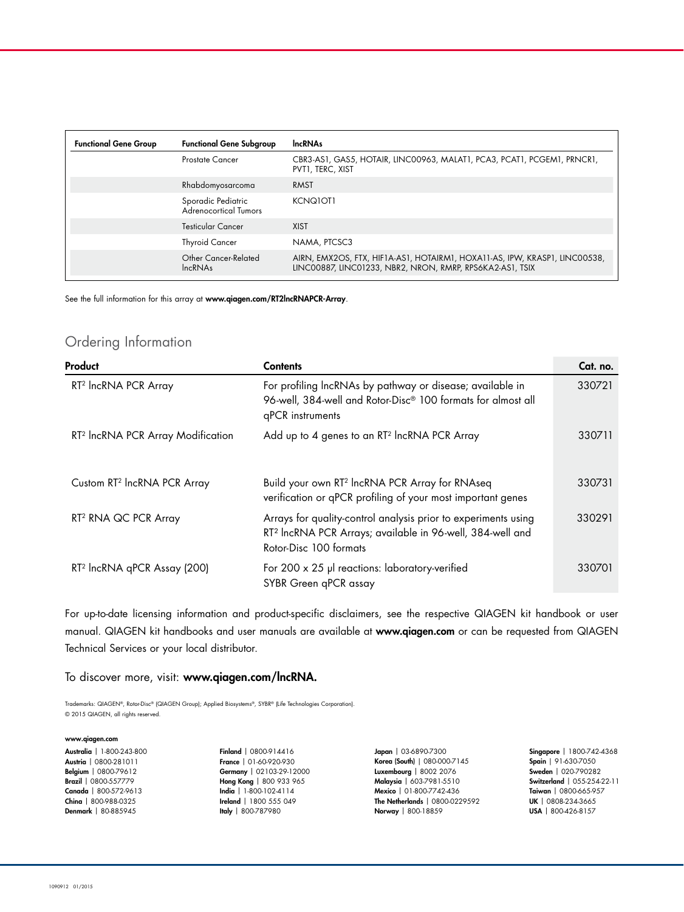| Functional Gene Group | Functional Gene Subgroup | lncRNAs |
|---|---|---|
| | Prostate Cancer | CBR3-AS1, GAS5, HOTAIR, LINC00963, MALAT1, PCA3, PCAT1, PCGEM1, PRNCR1, PVT1, TERC, XIST |
| | Rhabdomyosarcoma | RMST |
| | Sporadic Pediatric Adrenocortical Tumors | KCNQ1OT1 |
| | Testicular Cancer | XIST |
| | Thyroid Cancer | NAMA, PTCSC3 |
| | Other Cancer-Related lncRNAs | AIRN, EMX2OS, FTX, HIF1A-AS1, HOTAIRM1, HOXA11-AS, IPW, KRASP1, LINC00538, LINC00887, LINC01233, NBR2, NRON, RMRP, RPS6KA2-AS1, TSIX |

See the full information for this array at **www.qiagen.com/RT2lncRNAPCR-Array**.

## Ordering Information

| Product | Contents | Cat. no. |
|---|---|---|
| RT² lncRNA PCR Array | For profiling lncRNAs by pathway or disease; available in 96-well, 384-well and Rotor-Disc® 100 formats for almost all qPCR instruments | 330721 |
| RT² lncRNA PCR Array Modification | Add up to 4 genes to an RT² lncRNA PCR Array | 330711 |
| Custom RT² lncRNA PCR Array | Build your own RT² lncRNA PCR Array for RNAseq verification or qPCR profiling of your most important genes | 330731 |
| RT² RNA QC PCR Array | Arrays for quality-control analysis prior to experiments using RT² lncRNA PCR Arrays; available in 96-well, 384-well and Rotor-Disc 100 formats | 330291 |
| RT² lncRNA qPCR Assay (200) | For 200 x 25 µl reactions: laboratory-verified SYBR Green qPCR assay | 330701 |

For up-to-date licensing information and product-specific disclaimers, see the respective QIAGEN kit handbook or user manual. QIAGEN kit handbooks and user manuals are available at **www.qiagen.com** or can be requested from QIAGEN Technical Services or your local distributor.

To discover more, visit: **www.qiagen.com/lncRNA.**

Trademarks: QIAGEN®, Rotor-Disc® (QIAGEN Group); Applied Biosystems®, SYBR® (Life Technologies Corporation).
© 2015 QIAGEN, all rights reserved.

**www.qiagen.com**

**Australia** | 1-800-243-800
**Austria** | 0800-281011
**Belgium** | 0800-79612
**Brazil** | 0800-557779
**Canada** | 800-572-9613
**China** | 800-988-0325
**Denmark** | 80-885945
**Finland** | 0800-914416
**France** | 01-60-920-930
**Germany** | 02103-29-12000
**Hong Kong** | 800 933 965
**India** | 1-800-102-4114
**Ireland** | 1800 555 049
**Italy** | 800-787980
**Japan** | 03-6890-7300
**Korea (South)** | 080-000-7145
**Luxembourg** | 8002 2076
**Malaysia** | 603-7981-5510
**Mexico** | 01-800-7742-436
**The Netherlands** | 0800-0229592
**Norway** | 800-18859
**Singapore** | 1800-742-4368
**Spain** | 91-630-7050
**Sweden** | 020-790282
**Switzerland** | 055-254-22-11
**Taiwan** | 0800-665-957
**UK** | 0808-234-3665
**USA** | 800-426-8157

1090912 01/2015